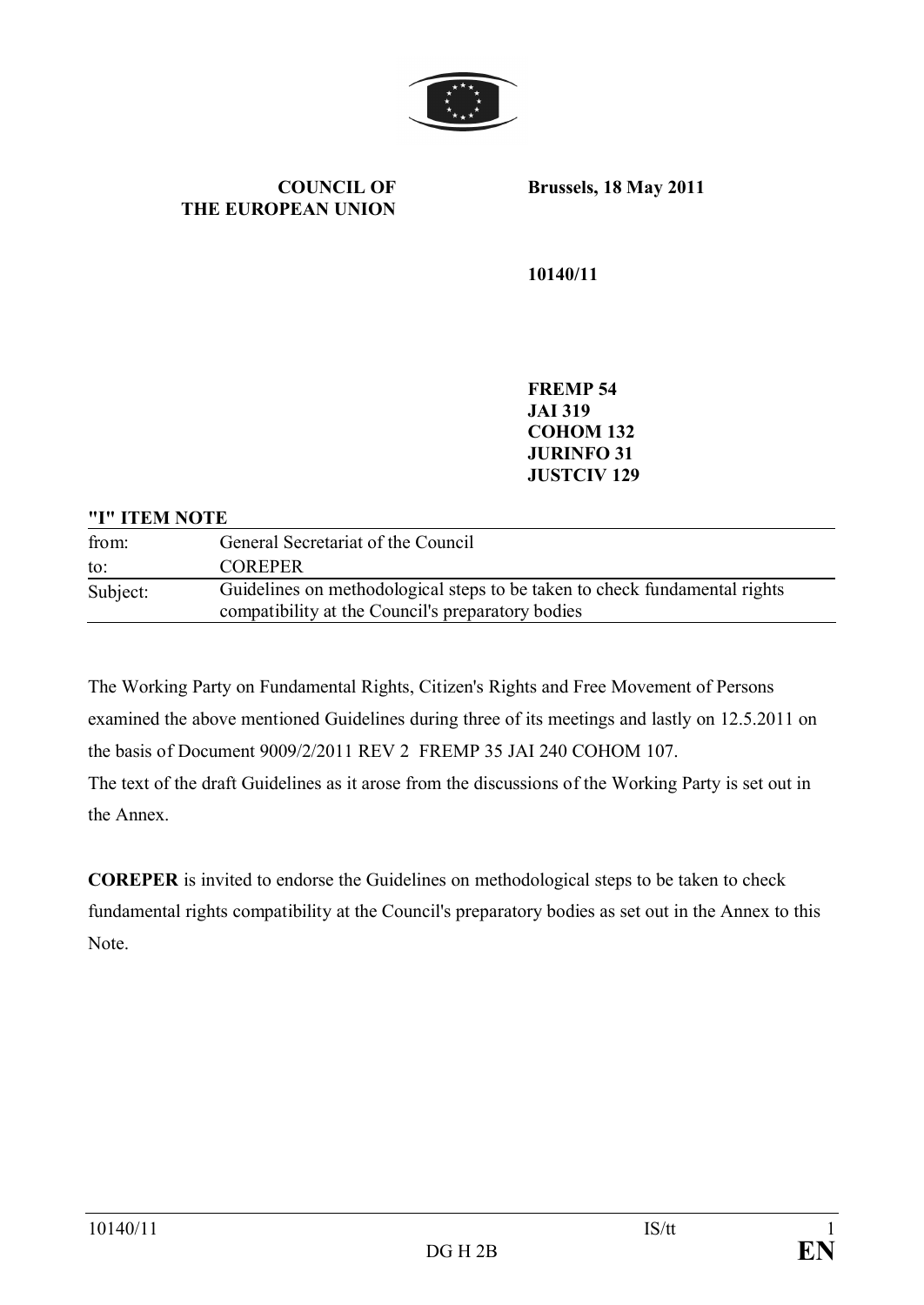**COUNCIL OF THE EUROPEAN UNION**

**Brussels, 18 May 2011**

**10140/11**

**FREMP 54**
**JAI 319**
**COHOM 132**
**JURINFO 31**
**JUSTCIV 129**

**"I" ITEM NOTE**

| | |
|---|---|
| from: | General Secretariat of the Council |
| to: | COREPER |
| Subject: | Guidelines on methodological steps to be taken to check fundamental rights compatibility at the Council's preparatory bodies |

The Working Party on Fundamental Rights, Citizen's Rights and Free Movement of Persons examined the above mentioned Guidelines during three of its meetings and lastly on 12.5.2011 on the basis of Document 9009/2/2011 REV 2 FREMP 35 JAI 240 COHOM 107.
The text of the draft Guidelines as it arose from the discussions of the Working Party is set out in the Annex.

**COREPER** is invited to endorse the Guidelines on methodological steps to be taken to check fundamental rights compatibility at the Council's preparatory bodies as set out in the Annex to this Note.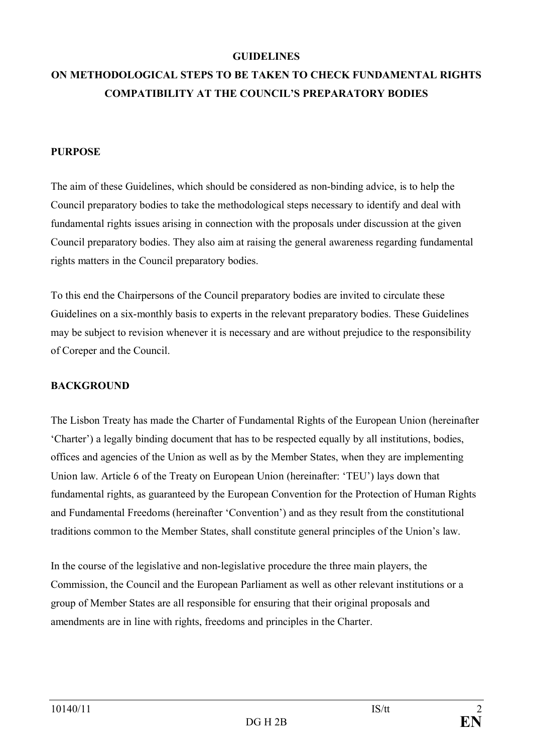# GUIDELINES

# ON METHODOLOGICAL STEPS TO BE TAKEN TO CHECK FUNDAMENTAL RIGHTS COMPATIBILITY AT THE COUNCIL'S PREPARATORY BODIES

## PURPOSE

The aim of these Guidelines, which should be considered as non-binding advice, is to help the Council preparatory bodies to take the methodological steps necessary to identify and deal with fundamental rights issues arising in connection with the proposals under discussion at the given Council preparatory bodies. They also aim at raising the general awareness regarding fundamental rights matters in the Council preparatory bodies.

To this end the Chairpersons of the Council preparatory bodies are invited to circulate these Guidelines on a six-monthly basis to experts in the relevant preparatory bodies. These Guidelines may be subject to revision whenever it is necessary and are without prejudice to the responsibility of Coreper and the Council.

## BACKGROUND

The Lisbon Treaty has made the Charter of Fundamental Rights of the European Union (hereinafter 'Charter') a legally binding document that has to be respected equally by all institutions, bodies, offices and agencies of the Union as well as by the Member States, when they are implementing Union law. Article 6 of the Treaty on European Union (hereinafter: 'TEU') lays down that fundamental rights, as guaranteed by the European Convention for the Protection of Human Rights and Fundamental Freedoms (hereinafter 'Convention') and as they result from the constitutional traditions common to the Member States, shall constitute general principles of the Union's law.

In the course of the legislative and non-legislative procedure the three main players, the Commission, the Council and the European Parliament as well as other relevant institutions or a group of Member States are all responsible for ensuring that their original proposals and amendments are in line with rights, freedoms and principles in the Charter.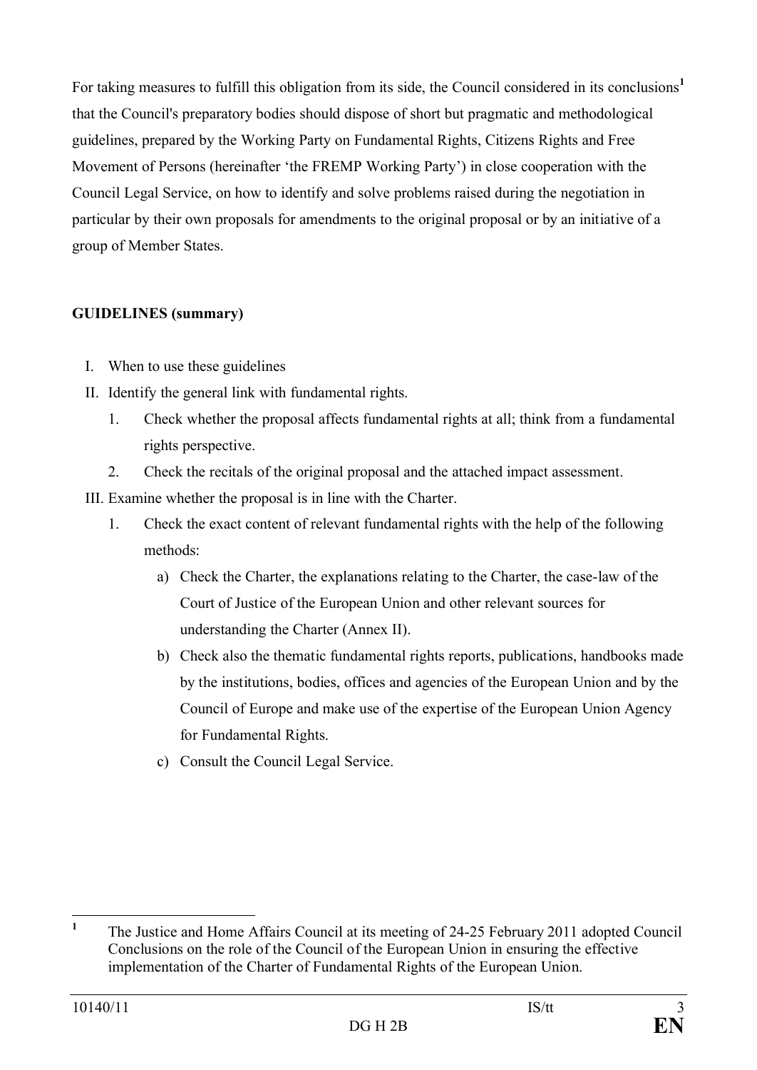For taking measures to fulfill this obligation from its side, the Council considered in its conclusions[1] that the Council's preparatory bodies should dispose of short but pragmatic and methodological guidelines, prepared by the Working Party on Fundamental Rights, Citizens Rights and Free Movement of Persons (hereinafter 'the FREMP Working Party') in close cooperation with the Council Legal Service, on how to identify and solve problems raised during the negotiation in particular by their own proposals for amendments to the original proposal or by an initiative of a group of Member States.

**GUIDELINES (summary)**

I. When to use these guidelines

II. Identify the general link with fundamental rights.

   1. Check whether the proposal affects fundamental rights at all; think from a fundamental rights perspective.
   2. Check the recitals of the original proposal and the attached impact assessment.

III. Examine whether the proposal is in line with the Charter.

   1. Check the exact content of relevant fundamental rights with the help of the following methods:
      a) Check the Charter, the explanations relating to the Charter, the case-law of the Court of Justice of the European Union and other relevant sources for understanding the Charter (Annex II).
      b) Check also the thematic fundamental rights reports, publications, handbooks made by the institutions, bodies, offices and agencies of the European Union and by the Council of Europe and make use of the expertise of the European Union Agency for Fundamental Rights.
      c) Consult the Council Legal Service.

[1] The Justice and Home Affairs Council at its meeting of 24-25 February 2011 adopted Council Conclusions on the role of the Council of the European Union in ensuring the effective implementation of the Charter of Fundamental Rights of the European Union.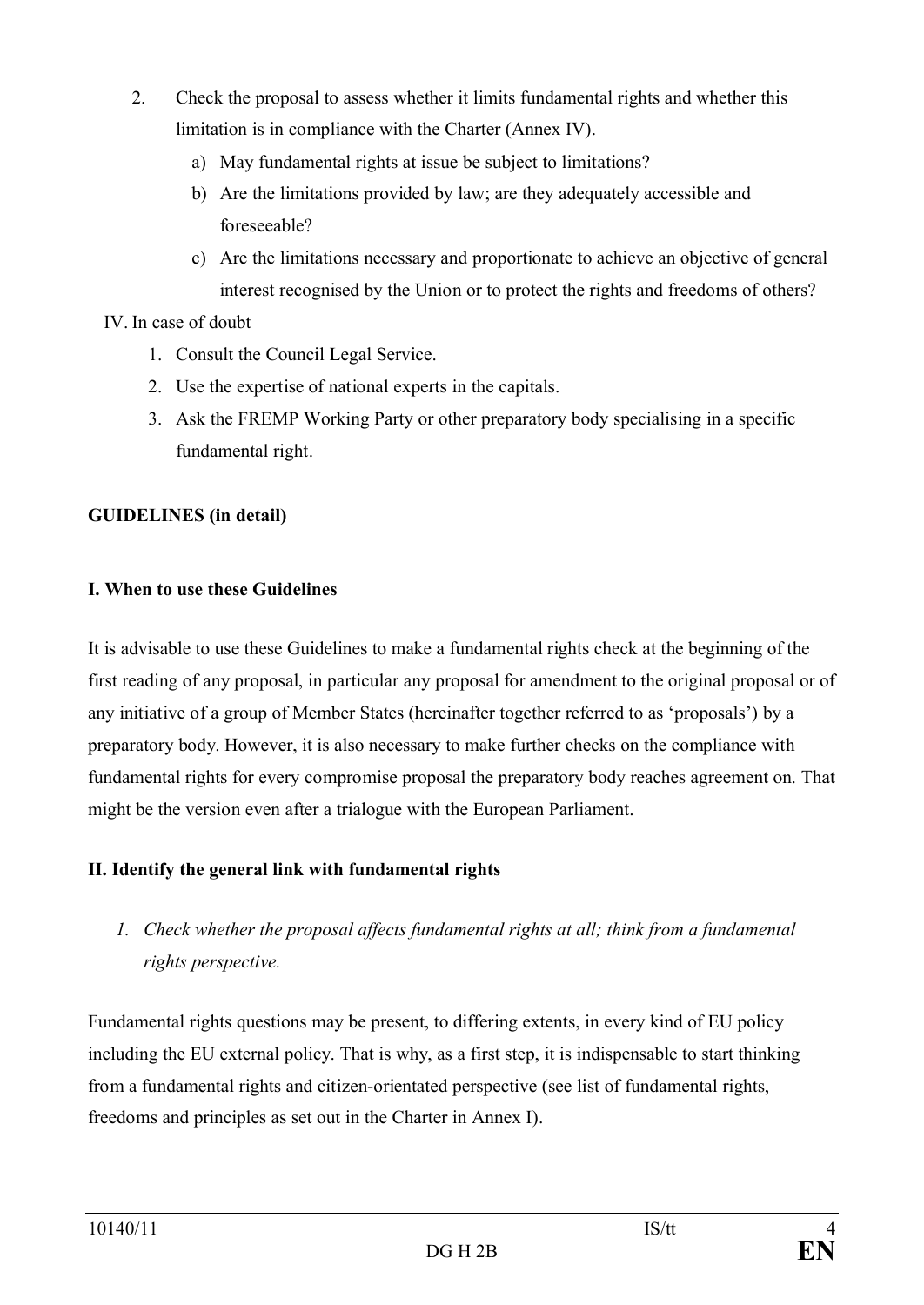2. Check the proposal to assess whether it limits fundamental rights and whether this limitation is in compliance with the Charter (Annex IV).
   a) May fundamental rights at issue be subject to limitations?
   b) Are the limitations provided by law; are they adequately accessible and foreseeable?
   c) Are the limitations necessary and proportionate to achieve an objective of general interest recognised by the Union or to protect the rights and freedoms of others?

IV. In case of doubt

1. Consult the Council Legal Service.
2. Use the expertise of national experts in the capitals.
3. Ask the FREMP Working Party or other preparatory body specialising in a specific fundamental right.

**GUIDELINES (in detail)**

**I. When to use these Guidelines**

It is advisable to use these Guidelines to make a fundamental rights check at the beginning of the first reading of any proposal, in particular any proposal for amendment to the original proposal or of any initiative of a group of Member States (hereinafter together referred to as 'proposals') by a preparatory body. However, it is also necessary to make further checks on the compliance with fundamental rights for every compromise proposal the preparatory body reaches agreement on. That might be the version even after a trialogue with the European Parliament.

**II. Identify the general link with fundamental rights**

*1. Check whether the proposal affects fundamental rights at all; think from a fundamental rights perspective.*

Fundamental rights questions may be present, to differing extents, in every kind of EU policy including the EU external policy. That is why, as a first step, it is indispensable to start thinking from a fundamental rights and citizen-orientated perspective (see list of fundamental rights, freedoms and principles as set out in the Charter in Annex I).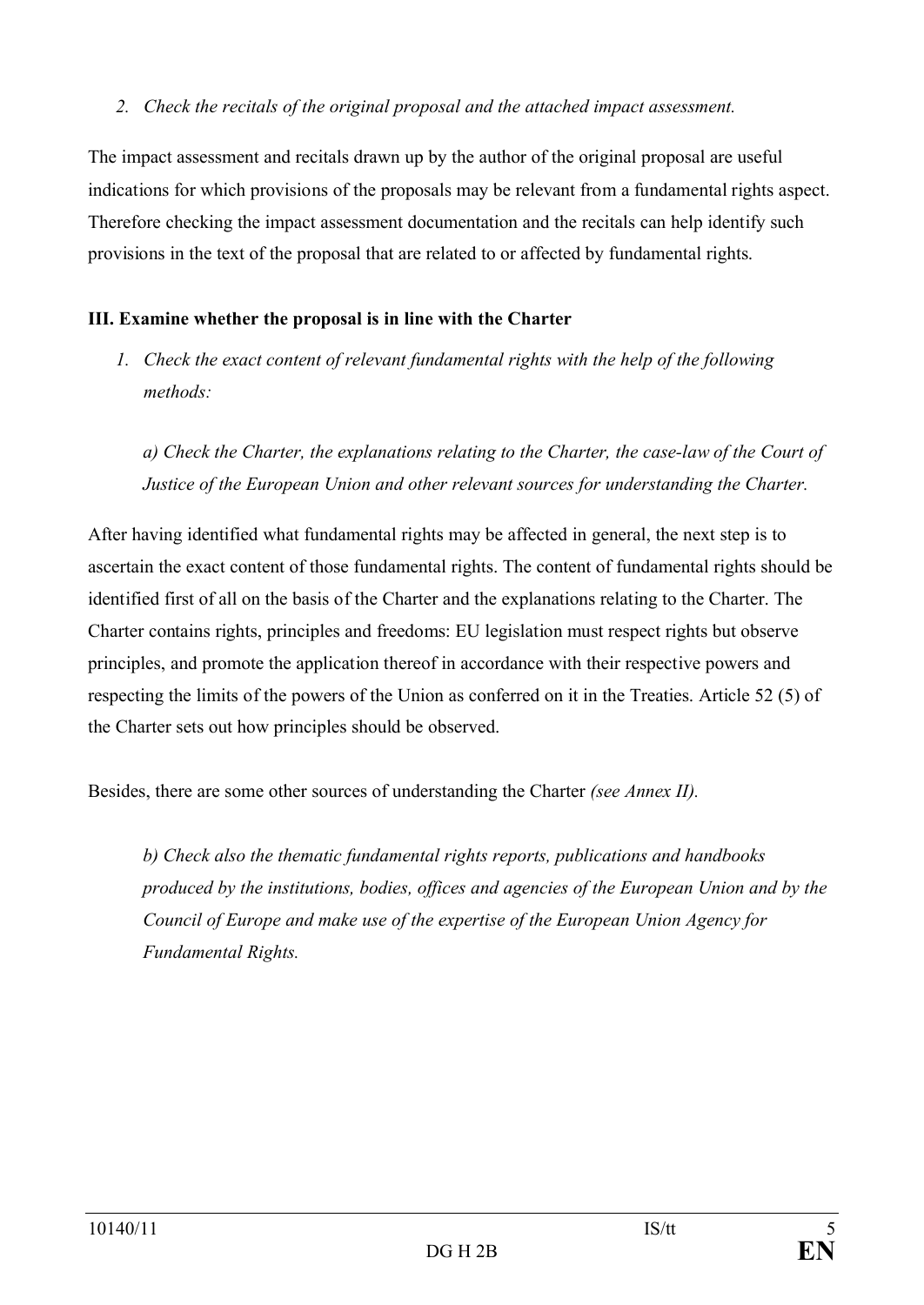*2. Check the recitals of the original proposal and the attached impact assessment.*

The impact assessment and recitals drawn up by the author of the original proposal are useful indications for which provisions of the proposals may be relevant from a fundamental rights aspect. Therefore checking the impact assessment documentation and the recitals can help identify such provisions in the text of the proposal that are related to or affected by fundamental rights.

**III. Examine whether the proposal is in line with the Charter**

*1. Check the exact content of relevant fundamental rights with the help of the following methods:*

*a) Check the Charter, the explanations relating to the Charter, the case-law of the Court of Justice of the European Union and other relevant sources for understanding the Charter.*

After having identified what fundamental rights may be affected in general, the next step is to ascertain the exact content of those fundamental rights. The content of fundamental rights should be identified first of all on the basis of the Charter and the explanations relating to the Charter. The Charter contains rights, principles and freedoms: EU legislation must respect rights but observe principles, and promote the application thereof in accordance with their respective powers and respecting the limits of the powers of the Union as conferred on it in the Treaties. Article 52 (5) of the Charter sets out how principles should be observed.

Besides, there are some other sources of understanding the Charter *(see Annex II).*

*b) Check also the thematic fundamental rights reports, publications and handbooks produced by the institutions, bodies, offices and agencies of the European Union and by the Council of Europe and make use of the expertise of the European Union Agency for Fundamental Rights.*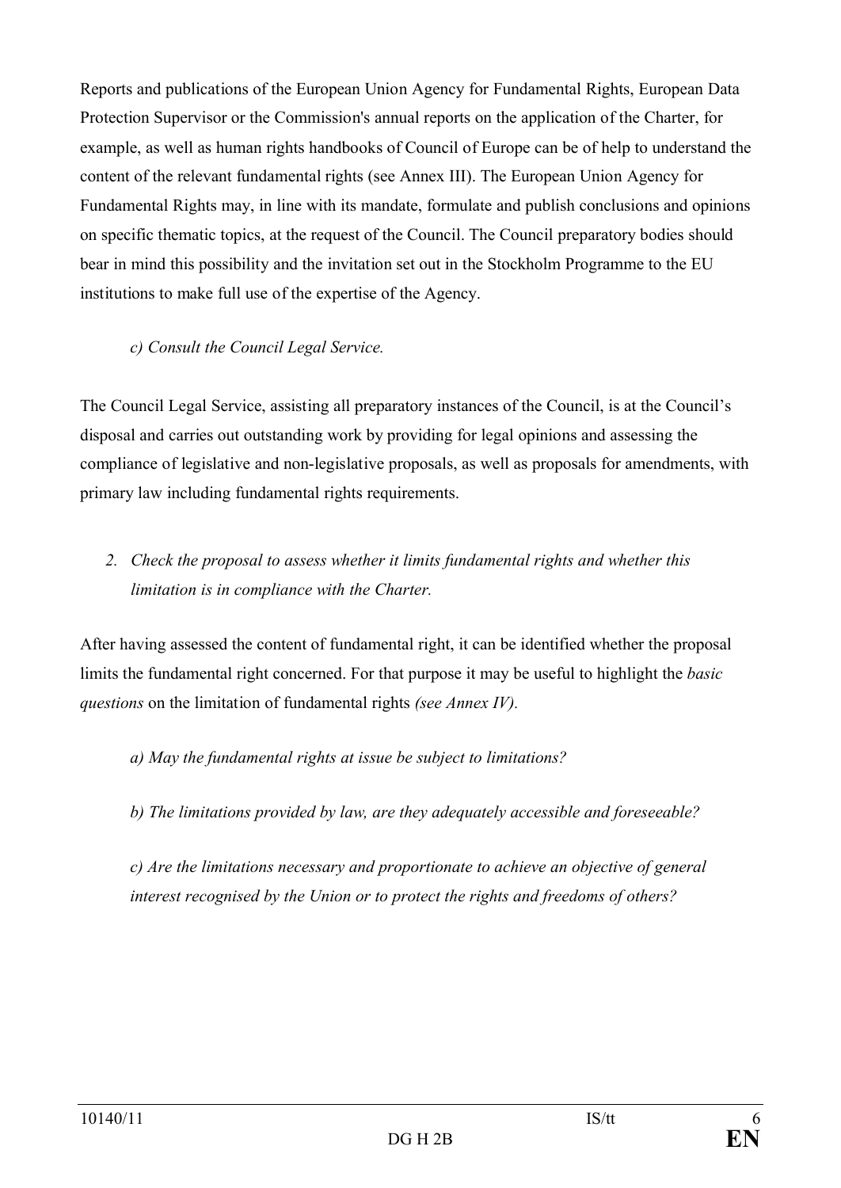Reports and publications of the European Union Agency for Fundamental Rights, European Data Protection Supervisor or the Commission's annual reports on the application of the Charter, for example, as well as human rights handbooks of Council of Europe can be of help to understand the content of the relevant fundamental rights (see Annex III). The European Union Agency for Fundamental Rights may, in line with its mandate, formulate and publish conclusions and opinions on specific thematic topics, at the request of the Council. The Council preparatory bodies should bear in mind this possibility and the invitation set out in the Stockholm Programme to the EU institutions to make full use of the expertise of the Agency.

*c) Consult the Council Legal Service.*

The Council Legal Service, assisting all preparatory instances of the Council, is at the Council's disposal and carries out outstanding work by providing for legal opinions and assessing the compliance of legislative and non-legislative proposals, as well as proposals for amendments, with primary law including fundamental rights requirements.

2. *Check the proposal to assess whether it limits fundamental rights and whether this limitation is in compliance with the Charter.*

After having assessed the content of fundamental right, it can be identified whether the proposal limits the fundamental right concerned. For that purpose it may be useful to highlight the *basic questions* on the limitation of fundamental rights *(see Annex IV).*

*a) May the fundamental rights at issue be subject to limitations?*

*b) The limitations provided by law, are they adequately accessible and foreseeable?*

*c) Are the limitations necessary and proportionate to achieve an objective of general interest recognised by the Union or to protect the rights and freedoms of others?*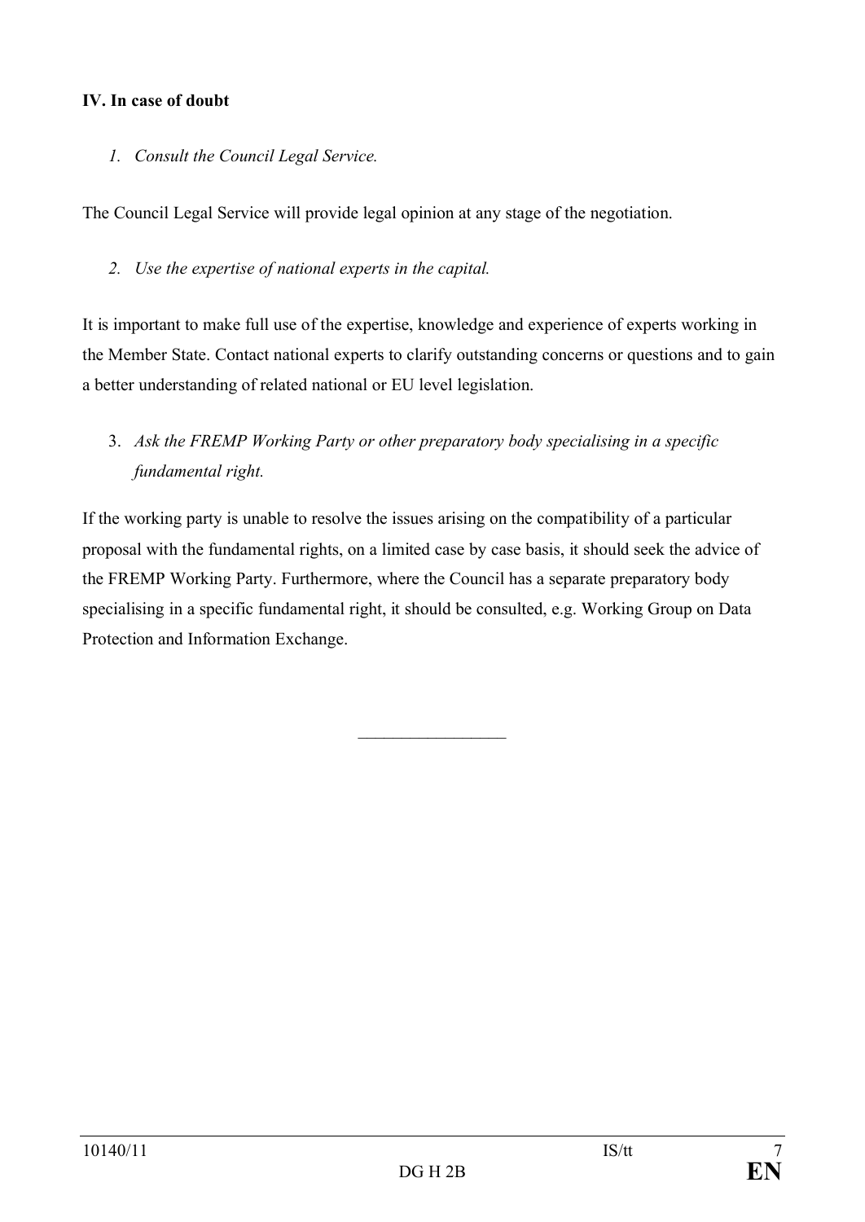**IV. In case of doubt**

1. *Consult the Council Legal Service.*

The Council Legal Service will provide legal opinion at any stage of the negotiation.

2. *Use the expertise of national experts in the capital.*

It is important to make full use of the expertise, knowledge and experience of experts working in the Member State. Contact national experts to clarify outstanding concerns or questions and to gain a better understanding of related national or EU level legislation.

3. *Ask the FREMP Working Party or other preparatory body specialising in a specific fundamental right.*

If the working party is unable to resolve the issues arising on the compatibility of a particular proposal with the fundamental rights, on a limited case by case basis, it should seek the advice of the FREMP Working Party. Furthermore, where the Council has a separate preparatory body specialising in a specific fundamental right, it should be consulted, e.g. Working Group on Data Protection and Information Exchange.

________________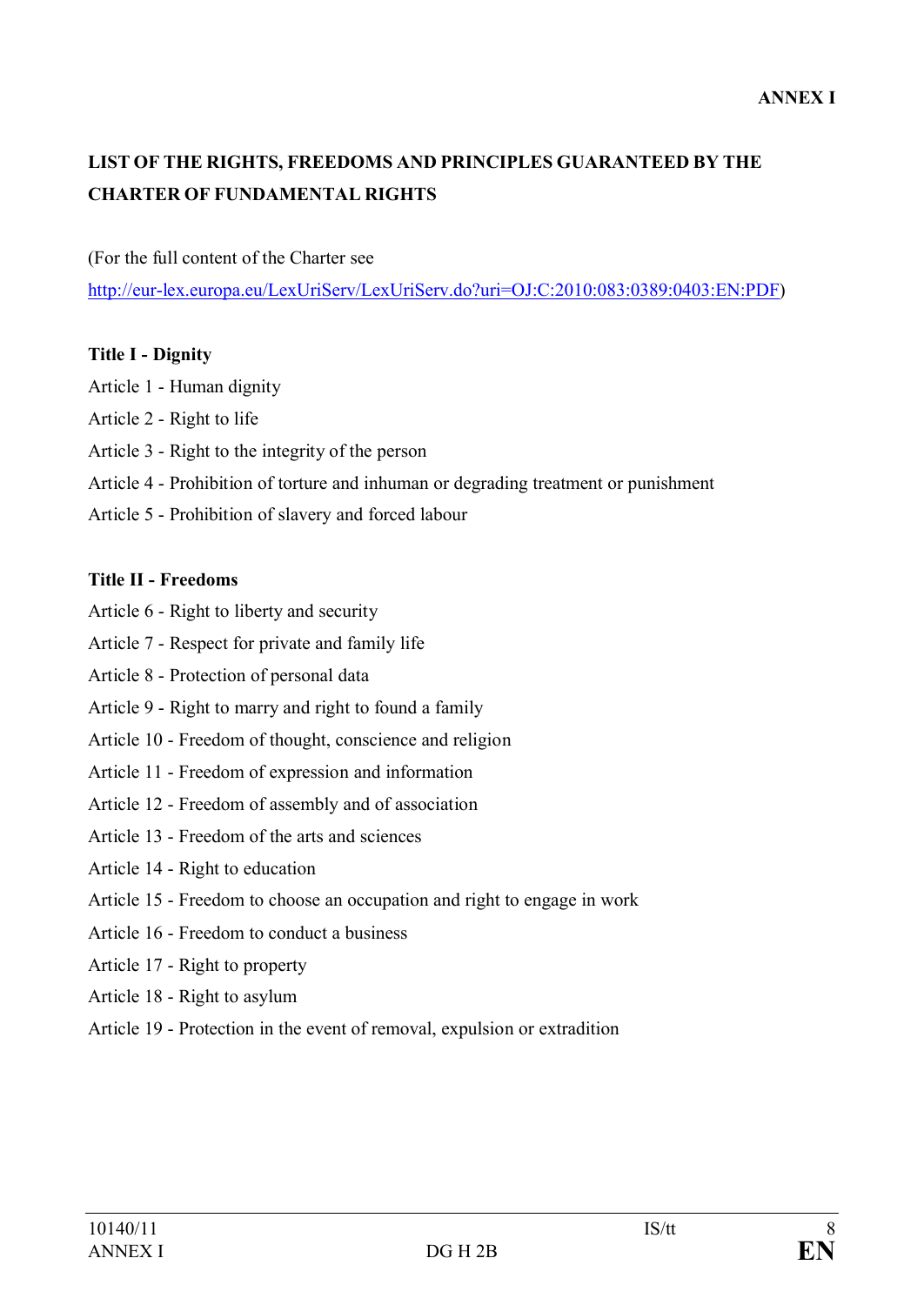**ANNEX I**

# LIST OF THE RIGHTS, FREEDOMS AND PRINCIPLES GUARANTEED BY THE CHARTER OF FUNDAMENTAL RIGHTS

(For the full content of the Charter see http://eur-lex.europa.eu/LexUriServ/LexUriServ.do?uri=OJ:C:2010:083:0389:0403:EN:PDF)

**Title I - Dignity**

Article 1 - Human dignity

Article 2 - Right to life

Article 3 - Right to the integrity of the person

Article 4 - Prohibition of torture and inhuman or degrading treatment or punishment

Article 5 - Prohibition of slavery and forced labour

**Title II - Freedoms**

Article 6 - Right to liberty and security

Article 7 - Respect for private and family life

Article 8 - Protection of personal data

Article 9 - Right to marry and right to found a family

Article 10 - Freedom of thought, conscience and religion

Article 11 - Freedom of expression and information

Article 12 - Freedom of assembly and of association

Article 13 - Freedom of the arts and sciences

Article 14 - Right to education

Article 15 - Freedom to choose an occupation and right to engage in work

Article 16 - Freedom to conduct a business

Article 17 - Right to property

Article 18 - Right to asylum

Article 19 - Protection in the event of removal, expulsion or extradition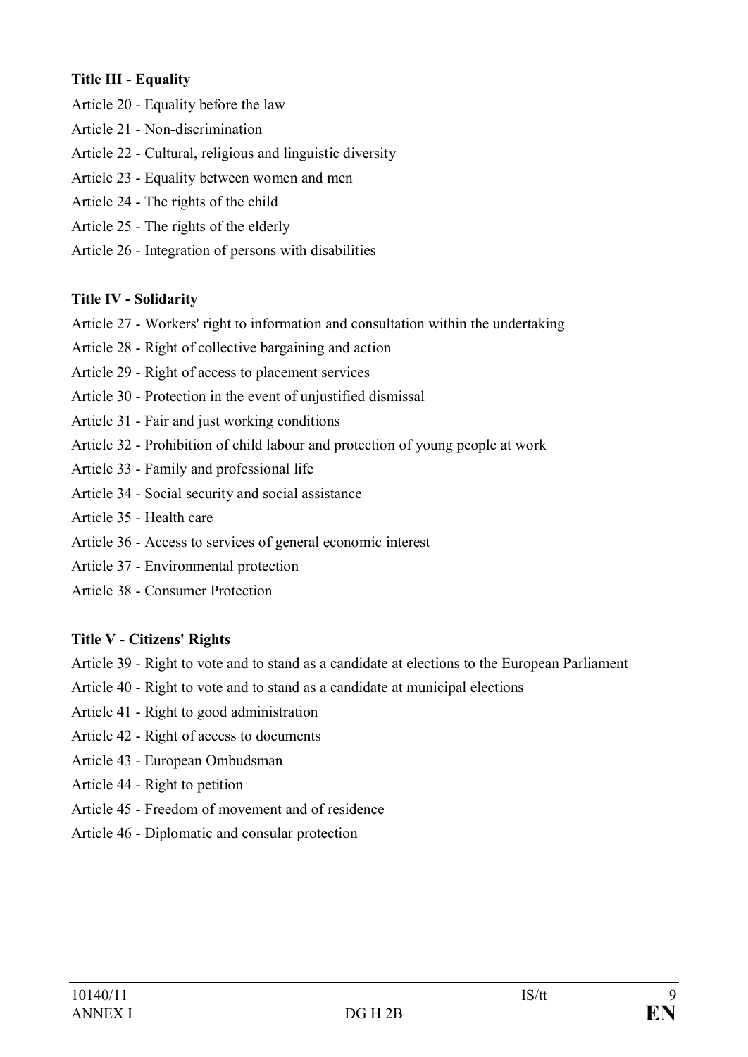**Title III - Equality**

Article 20 - Equality before the law

Article 21 - Non-discrimination

Article 22 - Cultural, religious and linguistic diversity

Article 23 - Equality between women and men

Article 24 - The rights of the child

Article 25 - The rights of the elderly

Article 26 - Integration of persons with disabilities

**Title IV - Solidarity**

Article 27 - Workers' right to information and consultation within the undertaking

Article 28 - Right of collective bargaining and action

Article 29 - Right of access to placement services

Article 30 - Protection in the event of unjustified dismissal

Article 31 - Fair and just working conditions

Article 32 - Prohibition of child labour and protection of young people at work

Article 33 - Family and professional life

Article 34 - Social security and social assistance

Article 35 - Health care

Article 36 - Access to services of general economic interest

Article 37 - Environmental protection

Article 38 - Consumer Protection

**Title V - Citizens' Rights**

Article 39 - Right to vote and to stand as a candidate at elections to the European Parliament

Article 40 - Right to vote and to stand as a candidate at municipal elections

Article 41 - Right to good administration

Article 42 - Right of access to documents

Article 43 - European Ombudsman

Article 44 - Right to petition

Article 45 - Freedom of movement and of residence

Article 46 - Diplomatic and consular protection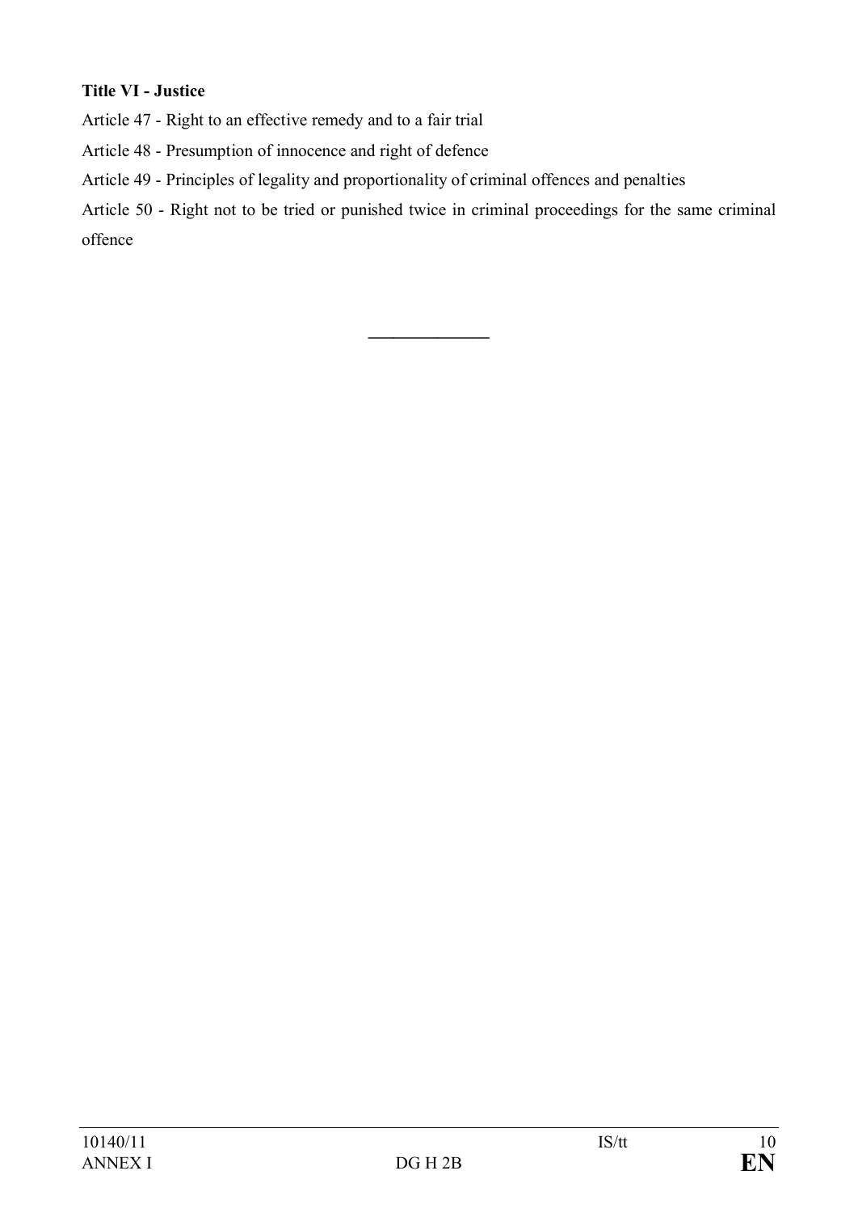**Title VI - Justice**

Article 47 - Right to an effective remedy and to a fair trial

Article 48 - Presumption of innocence and right of defence

Article 49 - Principles of legality and proportionality of criminal offences and penalties

Article 50 - Right not to be tried or punished twice in criminal proceedings for the same criminal offence

---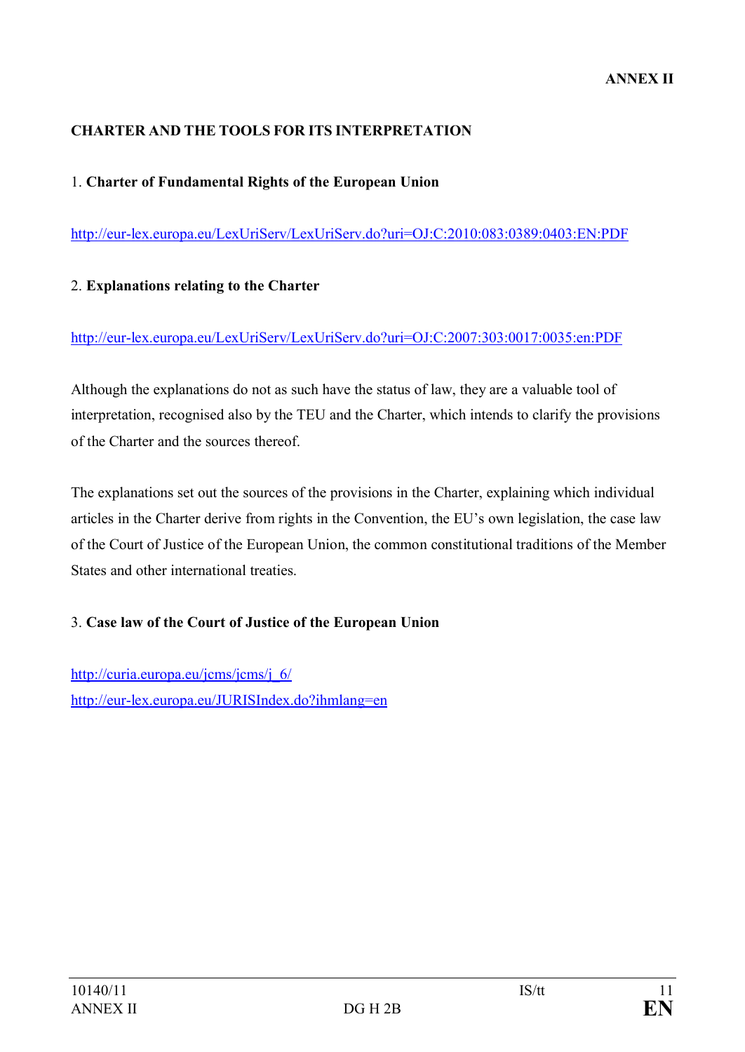**ANNEX II**

## CHARTER AND THE TOOLS FOR ITS INTERPRETATION

1. **Charter of Fundamental Rights of the European Union**

http://eur-lex.europa.eu/LexUriServ/LexUriServ.do?uri=OJ:C:2010:083:0389:0403:EN:PDF

2. **Explanations relating to the Charter**

http://eur-lex.europa.eu/LexUriServ/LexUriServ.do?uri=OJ:C:2007:303:0017:0035:en:PDF

Although the explanations do not as such have the status of law, they are a valuable tool of interpretation, recognised also by the TEU and the Charter, which intends to clarify the provisions of the Charter and the sources thereof.

The explanations set out the sources of the provisions in the Charter, explaining which individual articles in the Charter derive from rights in the Convention, the EU's own legislation, the case law of the Court of Justice of the European Union, the common constitutional traditions of the Member States and other international treaties.

3. **Case law of the Court of Justice of the European Union**

http://curia.europa.eu/jcms/jcms/j_6/
http://eur-lex.europa.eu/JURISIndex.do?ihmlang=en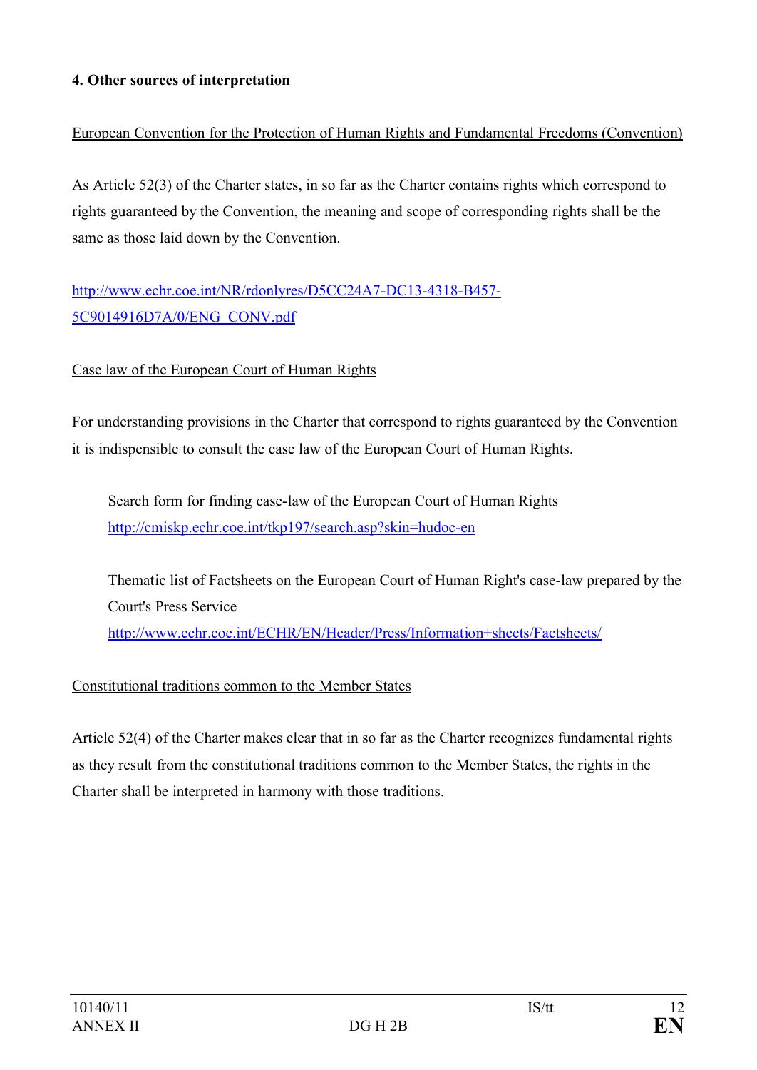### 4. Other sources of interpretation

European Convention for the Protection of Human Rights and Fundamental Freedoms (Convention)

As Article 52(3) of the Charter states, in so far as the Charter contains rights which correspond to rights guaranteed by the Convention, the meaning and scope of corresponding rights shall be the same as those laid down by the Convention.

http://www.echr.coe.int/NR/rdonlyres/D5CC24A7-DC13-4318-B457-5C9014916D7A/0/ENG_CONV.pdf

Case law of the European Court of Human Rights

For understanding provisions in the Charter that correspond to rights guaranteed by the Convention it is indispensible to consult the case law of the European Court of Human Rights.

> Search form for finding case-law of the European Court of Human Rights
> http://cmiskp.echr.coe.int/tkp197/search.asp?skin=hudoc-en
>
> Thematic list of Factsheets on the European Court of Human Right's case-law prepared by the Court's Press Service
> http://www.echr.coe.int/ECHR/EN/Header/Press/Information+sheets/Factsheets/

Constitutional traditions common to the Member States

Article 52(4) of the Charter makes clear that in so far as the Charter recognizes fundamental rights as they result from the constitutional traditions common to the Member States, the rights in the Charter shall be interpreted in harmony with those traditions.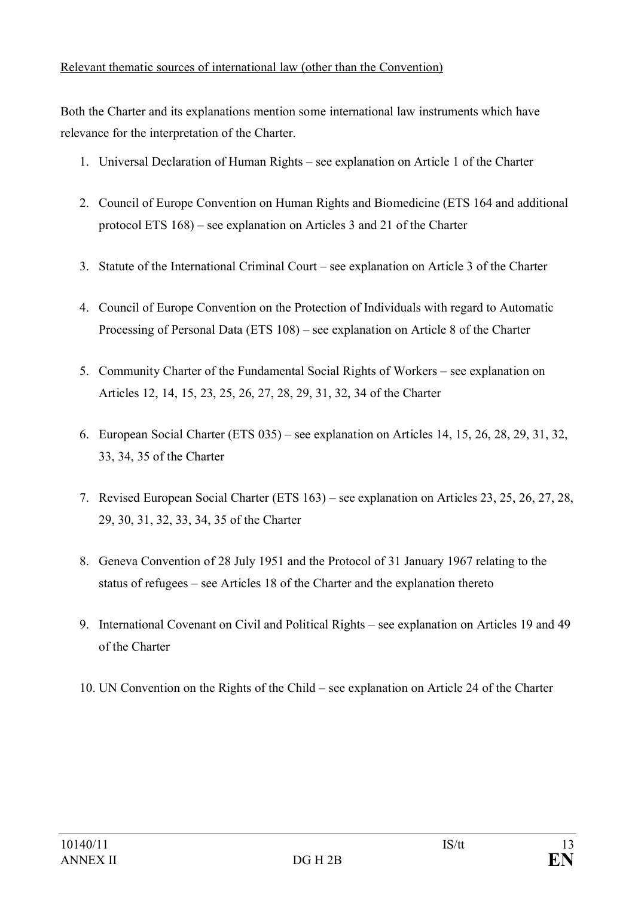<u>Relevant thematic sources of international law (other than the Convention)</u>

Both the Charter and its explanations mention some international law instruments which have relevance for the interpretation of the Charter.

1. Universal Declaration of Human Rights – see explanation on Article 1 of the Charter

2. Council of Europe Convention on Human Rights and Biomedicine (ETS 164 and additional protocol ETS 168) – see explanation on Articles 3 and 21 of the Charter

3. Statute of the International Criminal Court – see explanation on Article 3 of the Charter

4. Council of Europe Convention on the Protection of Individuals with regard to Automatic Processing of Personal Data (ETS 108) – see explanation on Article 8 of the Charter

5. Community Charter of the Fundamental Social Rights of Workers – see explanation on Articles 12, 14, 15, 23, 25, 26, 27, 28, 29, 31, 32, 34 of the Charter

6. European Social Charter (ETS 035) – see explanation on Articles 14, 15, 26, 28, 29, 31, 32, 33, 34, 35 of the Charter

7. Revised European Social Charter (ETS 163) – see explanation on Articles 23, 25, 26, 27, 28, 29, 30, 31, 32, 33, 34, 35 of the Charter

8. Geneva Convention of 28 July 1951 and the Protocol of 31 January 1967 relating to the status of refugees – see Articles 18 of the Charter and the explanation thereto

9. International Covenant on Civil and Political Rights – see explanation on Articles 19 and 49 of the Charter

10. UN Convention on the Rights of the Child – see explanation on Article 24 of the Charter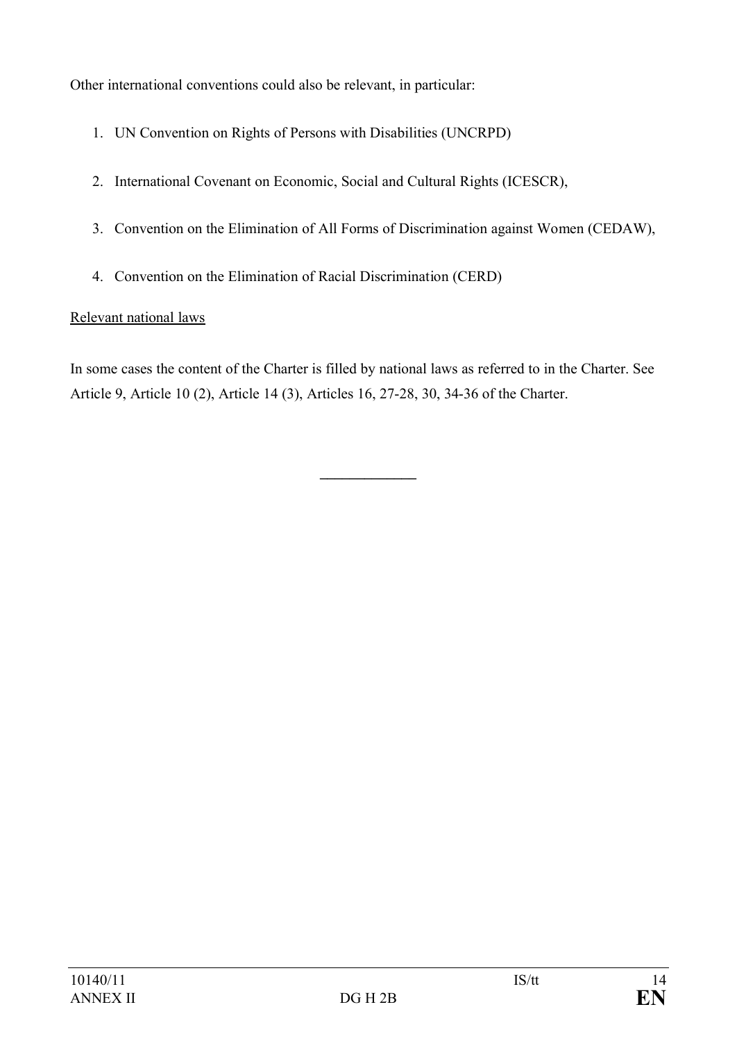Other international conventions could also be relevant, in particular:

1. UN Convention on Rights of Persons with Disabilities (UNCRPD)
2. International Covenant on Economic, Social and Cultural Rights (ICESCR),
3. Convention on the Elimination of All Forms of Discrimination against Women (CEDAW),
4. Convention on the Elimination of Racial Discrimination (CERD)

Relevant national laws

In some cases the content of the Charter is filled by national laws as referred to in the Charter. See Article 9, Article 10 (2), Article 14 (3), Articles 16, 27-28, 30, 34-36 of the Charter.

---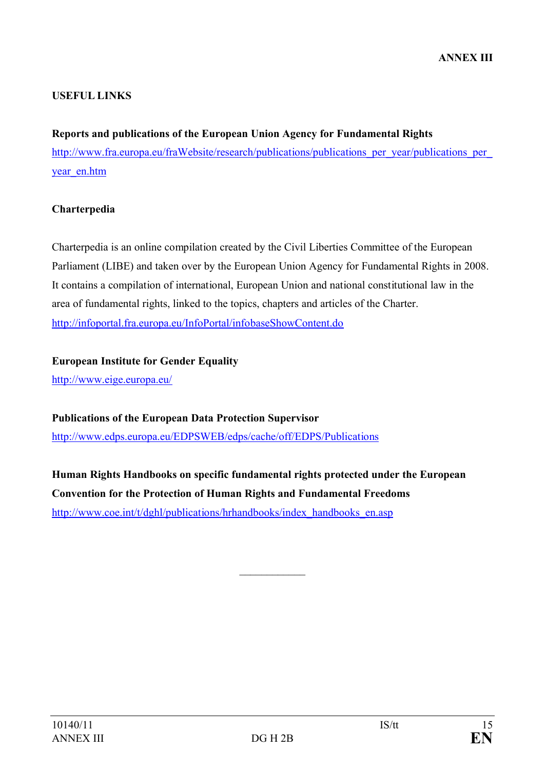**ANNEX III**

## USEFUL LINKS

**Reports and publications of the European Union Agency for Fundamental Rights**

http://www.fra.europa.eu/fraWebsite/research/publications/publications_per_year/publications_per_year_en.htm

**Charterpedia**

Charterpedia is an online compilation created by the Civil Liberties Committee of the European Parliament (LIBE) and taken over by the European Union Agency for Fundamental Rights in 2008. It contains a compilation of international, European Union and national constitutional law in the area of fundamental rights, linked to the topics, chapters and articles of the Charter.

http://infoportal.fra.europa.eu/InfoPortal/infobaseShowContent.do

**European Institute for Gender Equality**

http://www.eige.europa.eu/

**Publications of the European Data Protection Supervisor**

http://www.edps.europa.eu/EDPSWEB/edps/cache/off/EDPS/Publications

**Human Rights Handbooks on specific fundamental rights protected under the European Convention for the Protection of Human Rights and Fundamental Freedoms**

http://www.coe.int/t/dghl/publications/hrhandbooks/index_handbooks_en.asp

---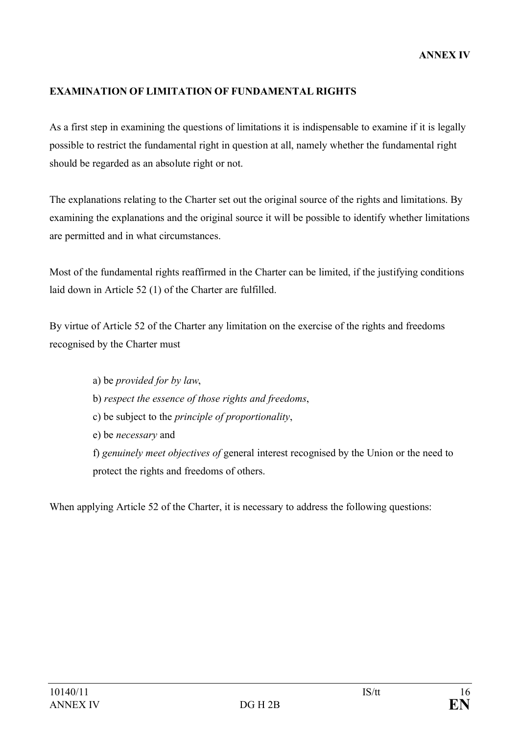**ANNEX IV**

## EXAMINATION OF LIMITATION OF FUNDAMENTAL RIGHTS

As a first step in examining the questions of limitations it is indispensable to examine if it is legally possible to restrict the fundamental right in question at all, namely whether the fundamental right should be regarded as an absolute right or not.

The explanations relating to the Charter set out the original source of the rights and limitations. By examining the explanations and the original source it will be possible to identify whether limitations are permitted and in what circumstances.

Most of the fundamental rights reaffirmed in the Charter can be limited, if the justifying conditions laid down in Article 52 (1) of the Charter are fulfilled.

By virtue of Article 52 of the Charter any limitation on the exercise of the rights and freedoms recognised by the Charter must

> a) be *provided for by law*,
>
> b) *respect the essence of those rights and freedoms*,
>
> c) be subject to the *principle of proportionality*,
>
> e) be *necessary* and
>
> f) *genuinely meet objectives of* general interest recognised by the Union or the need to protect the rights and freedoms of others.

When applying Article 52 of the Charter, it is necessary to address the following questions: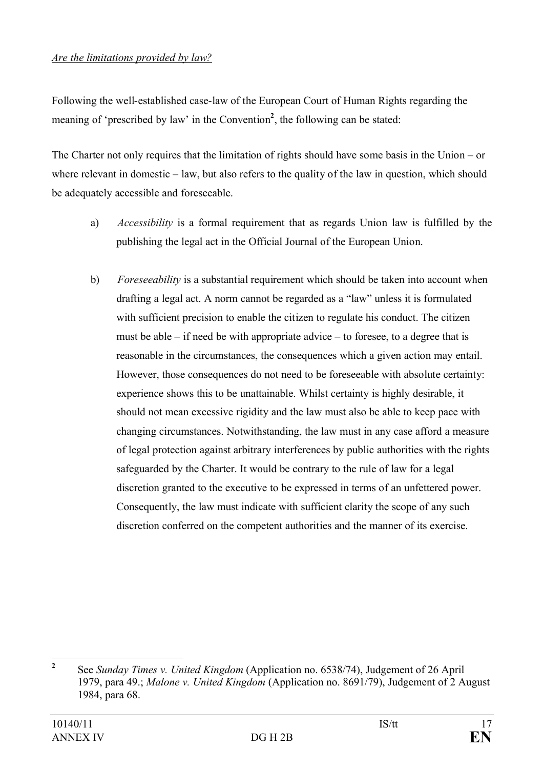*Are the limitations provided by law?*

Following the well-established case-law of the European Court of Human Rights regarding the meaning of 'prescribed by law' in the Convention[2], the following can be stated:

The Charter not only requires that the limitation of rights should have some basis in the Union – or where relevant in domestic – law, but also refers to the quality of the law in question, which should be adequately accessible and foreseeable.

a) *Accessibility* is a formal requirement that as regards Union law is fulfilled by the publishing the legal act in the Official Journal of the European Union.

b) *Foreseeability* is a substantial requirement which should be taken into account when drafting a legal act. A norm cannot be regarded as a "law" unless it is formulated with sufficient precision to enable the citizen to regulate his conduct. The citizen must be able – if need be with appropriate advice – to foresee, to a degree that is reasonable in the circumstances, the consequences which a given action may entail. However, those consequences do not need to be foreseeable with absolute certainty: experience shows this to be unattainable. Whilst certainty is highly desirable, it should not mean excessive rigidity and the law must also be able to keep pace with changing circumstances. Notwithstanding, the law must in any case afford a measure of legal protection against arbitrary interferences by public authorities with the rights safeguarded by the Charter. It would be contrary to the rule of law for a legal discretion granted to the executive to be expressed in terms of an unfettered power. Consequently, the law must indicate with sufficient clarity the scope of any such discretion conferred on the competent authorities and the manner of its exercise.

---

[2] See *Sunday Times v. United Kingdom* (Application no. 6538/74), Judgement of 26 April 1979, para 49.; *Malone v. United Kingdom* (Application no. 8691/79), Judgement of 2 August 1984, para 68.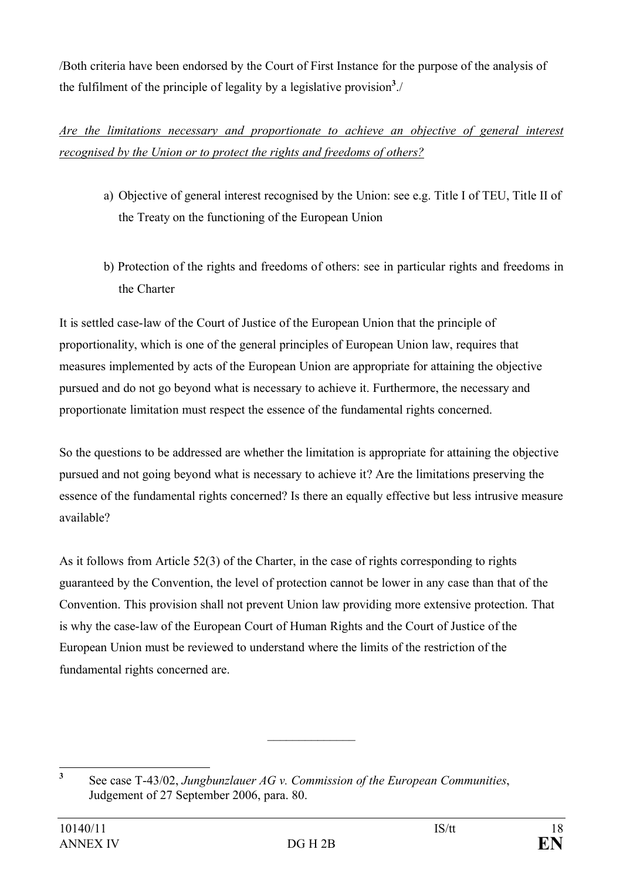/Both criteria have been endorsed by the Court of First Instance for the purpose of the analysis of the fulfilment of the principle of legality by a legislative provision[3]./

*Are the limitations necessary and proportionate to achieve an objective of general interest recognised by the Union or to protect the rights and freedoms of others?*

a) Objective of general interest recognised by the Union: see e.g. Title I of TEU, Title II of the Treaty on the functioning of the European Union

b) Protection of the rights and freedoms of others: see in particular rights and freedoms in the Charter

It is settled case-law of the Court of Justice of the European Union that the principle of proportionality, which is one of the general principles of European Union law, requires that measures implemented by acts of the European Union are appropriate for attaining the objective pursued and do not go beyond what is necessary to achieve it. Furthermore, the necessary and proportionate limitation must respect the essence of the fundamental rights concerned.

So the questions to be addressed are whether the limitation is appropriate for attaining the objective pursued and not going beyond what is necessary to achieve it? Are the limitations preserving the essence of the fundamental rights concerned? Is there an equally effective but less intrusive measure available?

As it follows from Article 52(3) of the Charter, in the case of rights corresponding to rights guaranteed by the Convention, the level of protection cannot be lower in any case than that of the Convention. This provision shall not prevent Union law providing more extensive protection. That is why the case-law of the European Court of Human Rights and the Court of Justice of the European Union must be reviewed to understand where the limits of the restriction of the fundamental rights concerned are.

---

[3] See case T-43/02, *Jungbunzlauer AG v. Commission of the European Communities*, Judgement of 27 September 2006, para. 80.